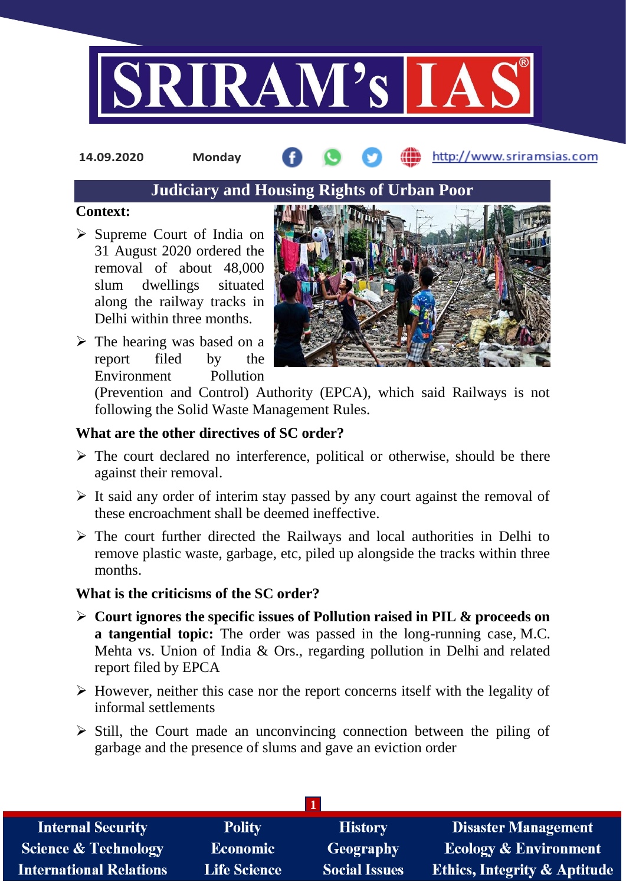# Judiciary and Housing Rights of Urban Poor

**Context:**

- Supreme Court of India on 31 August 2020 ordered the removal of about 48,000 slum dwellings situated along the railway tracks in Delhi within three months.
- The hearing was based on a report filed by the Environment Pollution (Prevention and Control) Authority (EPCA), which said Railways is not following the Solid Waste Management Rules.

**What are the other directives of SC order?**

- The court declared no interference, political or otherwise, should be there against their removal.
- It said any order of interim stay passed by any court against the removal of these encroachment shall be deemed ineffective.
- The court further directed the Railways and local authorities in Delhi to remove plastic waste, garbage, etc, piled up alongside the tracks within three months.

**What is the criticisms of the SC order?**

- **Court ignores the specific issues of Pollution raised in PIL & proceeds on a tangential topic:** The order was passed in the long-running case, M.C. Mehta vs. Union of India & Ors., regarding pollution in Delhi and related report filed by EPCA
- However, neither this case nor the report concerns itself with the legality of informal settlements
- Still, the Court made an unconvincing connection between the piling of garbage and the presence of slums and gave an eviction order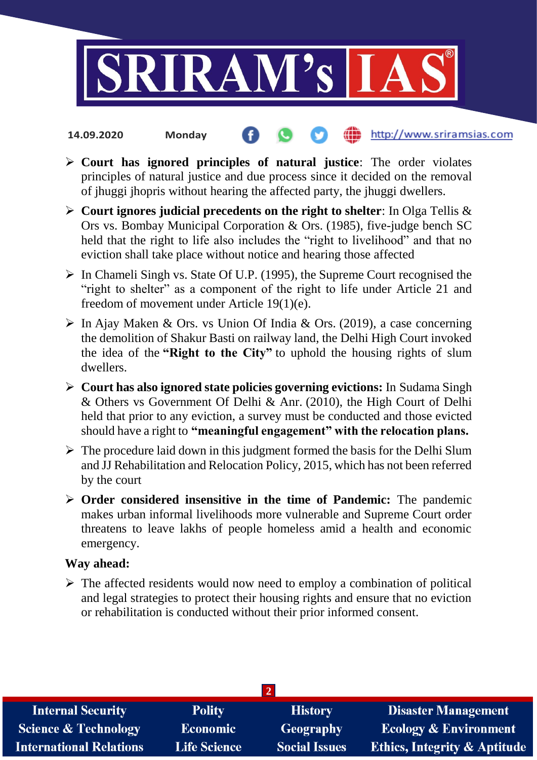- **Court has ignored principles of natural justice**: The order violates principles of natural justice and due process since it decided on the removal of jhuggi jhopris without hearing the affected party, the jhuggi dwellers.
- **Court ignores judicial precedents on the right to shelter**: In Olga Tellis & Ors vs. Bombay Municipal Corporation & Ors. (1985), five-judge bench SC held that the right to life also includes the "right to livelihood" and that no eviction shall take place without notice and hearing those affected
- In Chameli Singh vs. State Of U.P. (1995), the Supreme Court recognised the "right to shelter" as a component of the right to life under Article 21 and freedom of movement under Article 19(1)(e).
- In Ajay Maken & Ors. vs Union Of India & Ors. (2019), a case concerning the demolition of Shakur Basti on railway land, the Delhi High Court invoked the idea of the **"Right to the City"** to uphold the housing rights of slum dwellers.
- **Court has also ignored state policies governing evictions:** In Sudama Singh & Others vs Government Of Delhi & Anr. (2010), the High Court of Delhi held that prior to any eviction, a survey must be conducted and those evicted should have a right to **"meaningful engagement" with the relocation plans.**
- The procedure laid down in this judgment formed the basis for the Delhi Slum and JJ Rehabilitation and Relocation Policy, 2015, which has not been referred by the court
- **Order considered insensitive in the time of Pandemic:** The pandemic makes urban informal livelihoods more vulnerable and Supreme Court order threatens to leave lakhs of people homeless amid a health and economic emergency.

**Way ahead:**

- The affected residents would now need to employ a combination of political and legal strategies to protect their housing rights and ensure that no eviction or rehabilitation is conducted without their prior informed consent.